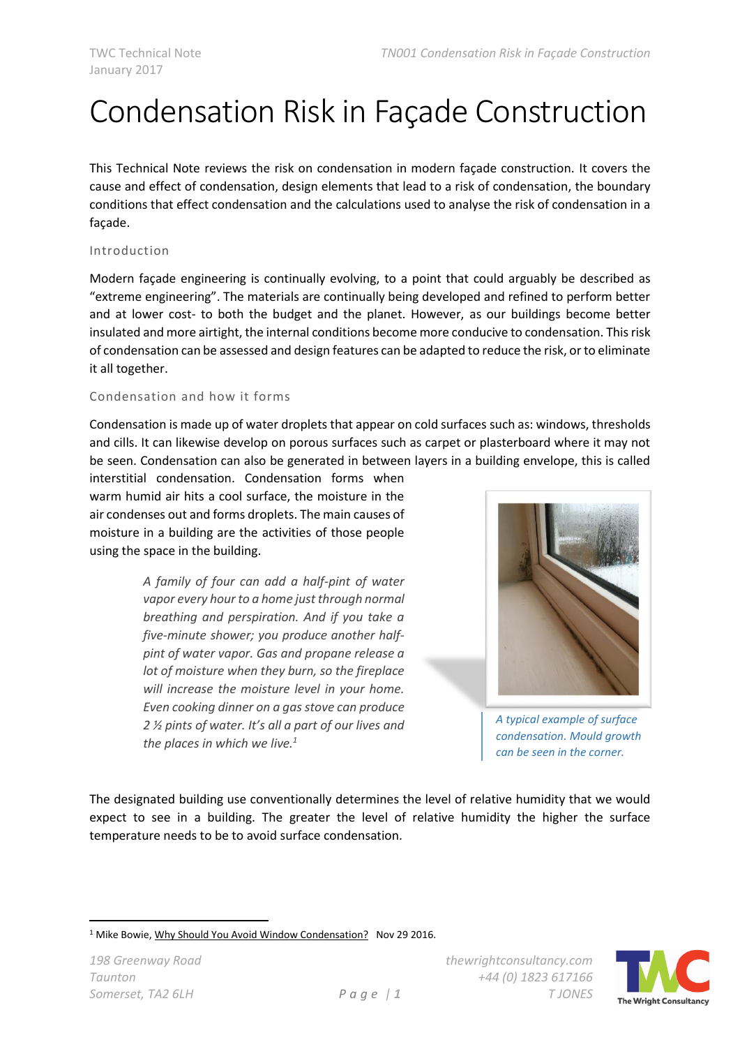# Condensation Risk in Façade Construction

This Technical Note reviews the risk on condensation in modern façade construction. It covers the cause and effect of condensation, design elements that lead to a risk of condensation, the boundary conditions that effect condensation and the calculations used to analyse the risk of condensation in a façade.

## Introduction

Modern façade engineering is continually evolving, to a point that could arguably be described as "extreme engineering". The materials are continually being developed and refined to perform better and at lower cost- to both the budget and the planet. However, as our buildings become better insulated and more airtight, the internal conditions become more conducive to condensation. This risk of condensation can be assessed and design features can be adapted to reduce the risk, or to eliminate it all together.

## Condensation and how it forms

Condensation is made up of water droplets that appear on cold surfaces such as: windows, thresholds and cills. It can likewise develop on porous surfaces such as carpet or plasterboard where it may not be seen. Condensation can also be generated in between layers in a building envelope, this is called interstitial condensation. Condensation forms when warm humid air hits a cool surface, the moisture in the air condenses out and forms droplets. The main causes of moisture in a building are the activities of those people using the space in the building.

> *A family of four can add a half-pint of water vapor every hour to a home just through normal breathing and perspiration. And if you take a five-minute shower; you produce another half-pint of water vapor. Gas and propane release a lot of moisture when they burn, so the fireplace will increase the moisture level in your home. Even cooking dinner on a gas stove can produce 2 ½ pints of water. It's all a part of our lives and the places in which we live.*[1]

*A typical example of surface condensation. Mould growth can be seen in the corner.*

The designated building use conventionally determines the level of relative humidity that we would expect to see in a building. The greater the level of relative humidity the higher the surface temperature needs to be to avoid surface condensation.

---

[1] Mike Bowie, Why Should You Avoid Window Condensation? Nov 29 2016.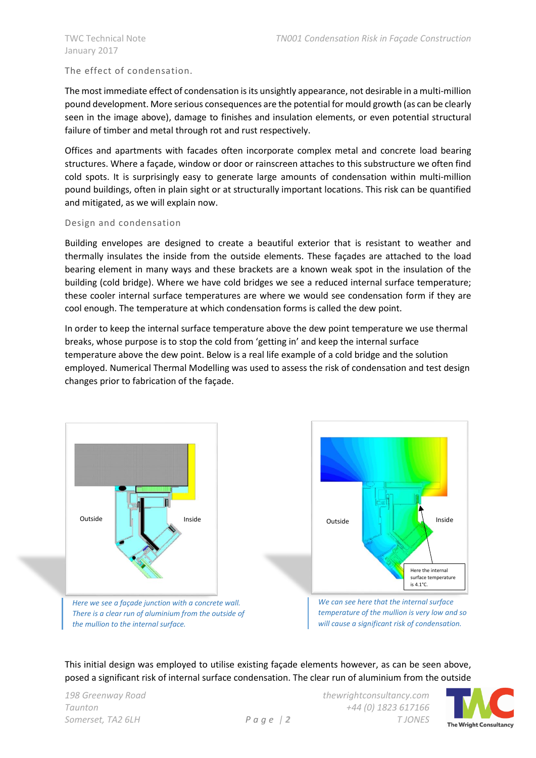## The effect of condensation.

The most immediate effect of condensation is its unsightly appearance, not desirable in a multi-million pound development. More serious consequences are the potential for mould growth (as can be clearly seen in the image above), damage to finishes and insulation elements, or even potential structural failure of timber and metal through rot and rust respectively.

Offices and apartments with facades often incorporate complex metal and concrete load bearing structures. Where a façade, window or door or rainscreen attaches to this substructure we often find cold spots. It is surprisingly easy to generate large amounts of condensation within multi-million pound buildings, often in plain sight or at structurally important locations. This risk can be quantified and mitigated, as we will explain now.

## Design and condensation

Building envelopes are designed to create a beautiful exterior that is resistant to weather and thermally insulates the inside from the outside elements. These façades are attached to the load bearing element in many ways and these brackets are a known weak spot in the insulation of the building (cold bridge). Where we have cold bridges we see a reduced internal surface temperature; these cooler internal surface temperatures are where we would see condensation form if they are cool enough. The temperature at which condensation forms is called the dew point.

In order to keep the internal surface temperature above the dew point temperature we use thermal breaks, whose purpose is to stop the cold from 'getting in' and keep the internal surface temperature above the dew point. Below is a real life example of a cold bridge and the solution employed. Numerical Thermal Modelling was used to assess the risk of condensation and test design changes prior to fabrication of the façade.

*Here we see a façade junction with a concrete wall. There is a clear run of aluminium from the outside of the mullion to the internal surface.*

*We can see here that the internal surface temperature of the mullion is very low and so will cause a significant risk of condensation.*

This initial design was employed to utilise existing façade elements however, as can be seen above, posed a significant risk of internal surface condensation. The clear run of aluminium from the outside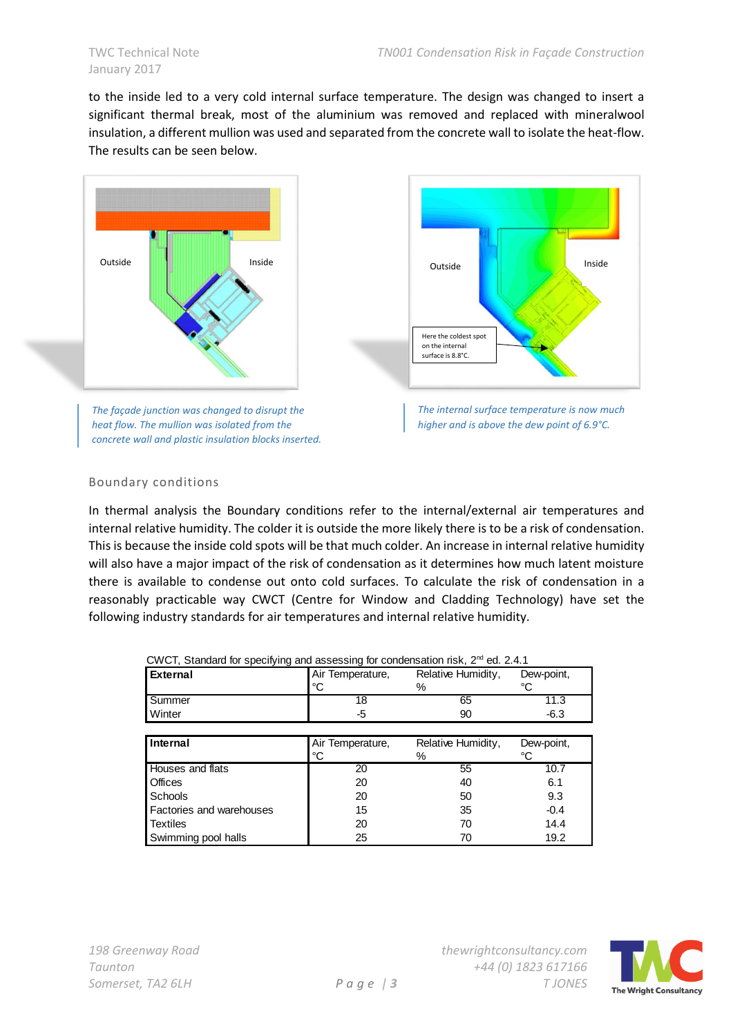to the inside led to a very cold internal surface temperature. The design was changed to insert a significant thermal break, most of the aluminium was removed and replaced with mineralwool insulation, a different mullion was used and separated from the concrete wall to isolate the heat-flow. The results can be seen below.

Outside

Inside

Outside

Inside

Here the coldest spot on the internal surface is 8.8°C.

*The façade junction was changed to disrupt the heat flow. The mullion was isolated from the concrete wall and plastic insulation blocks inserted.*

*The internal surface temperature is now much higher and is above the dew point of 6.9°C.*

## Boundary conditions

In thermal analysis the Boundary conditions refer to the internal/external air temperatures and internal relative humidity. The colder it is outside the more likely there is to be a risk of condensation. This is because the inside cold spots will be that much colder. An increase in internal relative humidity will also have a major impact of the risk of condensation as it determines how much latent moisture there is available to condense out onto cold surfaces. To calculate the risk of condensation in a reasonably practicable way CWCT (Centre for Window and Cladding Technology) have set the following industry standards for air temperatures and internal relative humidity.

CWCT, Standard for specifying and assessing for condensation risk, 2nd ed. 2.4.1

| **External** | Air Temperature, °C | Relative Humidity, % | Dew-point, °C |
|---|---|---|---|
| Summer | 18 | 65 | 11.3 |
| Winter | -5 | 90 | -6.3 |

| **Internal** | Air Temperature, °C | Relative Humidity, % | Dew-point, °C |
|---|---|---|---|
| Houses and flats | 20 | 55 | 10.7 |
| Offices | 20 | 40 | 6.1 |
| Schools | 20 | 50 | 9.3 |
| Factories and warehouses | 15 | 35 | -0.4 |
| Textiles | 20 | 70 | 14.4 |
| Swimming pool halls | 25 | 70 | 19.2 |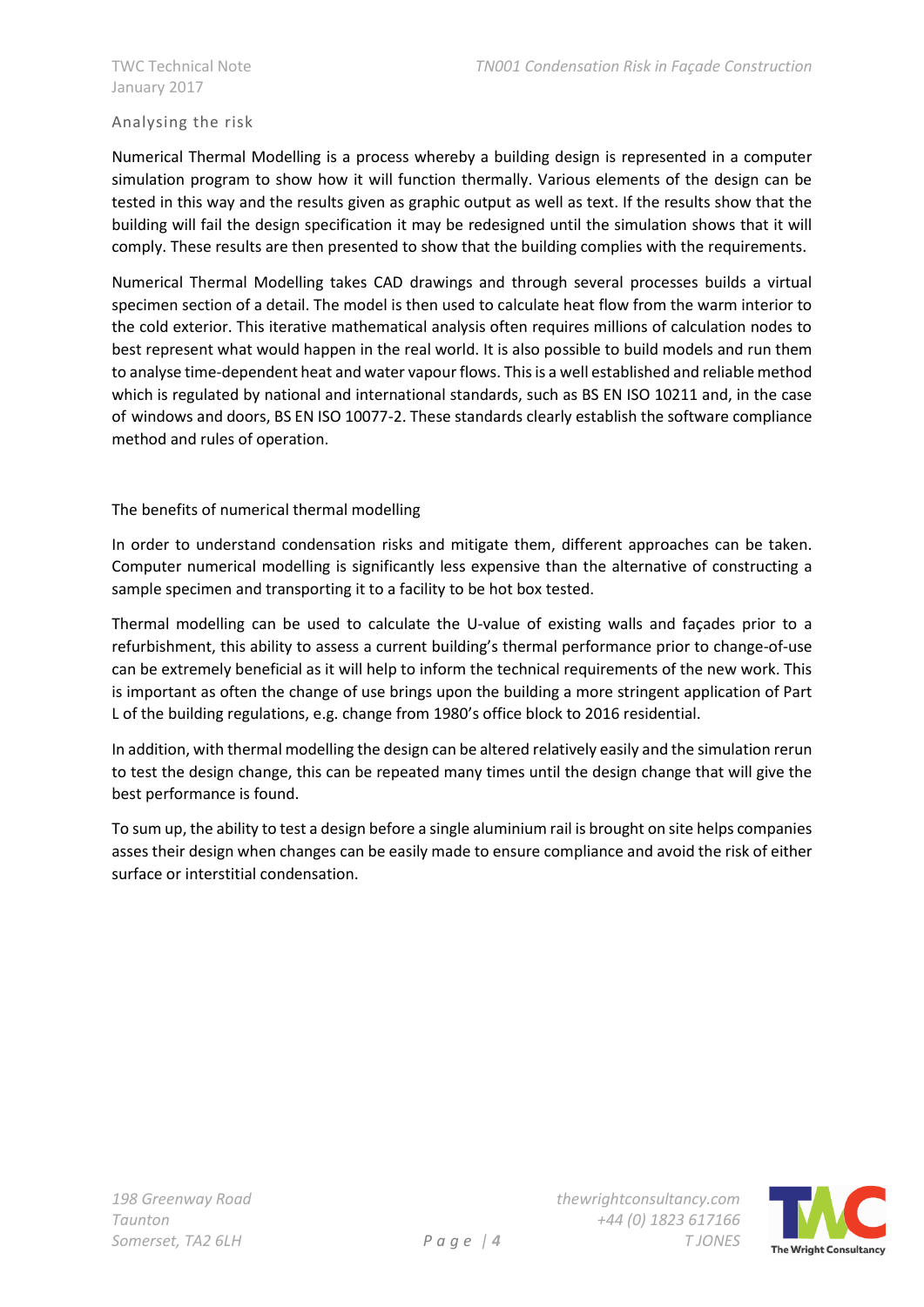## Analysing the risk

Numerical Thermal Modelling is a process whereby a building design is represented in a computer simulation program to show how it will function thermally. Various elements of the design can be tested in this way and the results given as graphic output as well as text. If the results show that the building will fail the design specification it may be redesigned until the simulation shows that it will comply. These results are then presented to show that the building complies with the requirements.

Numerical Thermal Modelling takes CAD drawings and through several processes builds a virtual specimen section of a detail. The model is then used to calculate heat flow from the warm interior to the cold exterior. This iterative mathematical analysis often requires millions of calculation nodes to best represent what would happen in the real world. It is also possible to build models and run them to analyse time-dependent heat and water vapour flows. This is a well established and reliable method which is regulated by national and international standards, such as BS EN ISO 10211 and, in the case of windows and doors, BS EN ISO 10077-2. These standards clearly establish the software compliance method and rules of operation.

## The benefits of numerical thermal modelling

In order to understand condensation risks and mitigate them, different approaches can be taken. Computer numerical modelling is significantly less expensive than the alternative of constructing a sample specimen and transporting it to a facility to be hot box tested.

Thermal modelling can be used to calculate the U-value of existing walls and façades prior to a refurbishment, this ability to assess a current building's thermal performance prior to change-of-use can be extremely beneficial as it will help to inform the technical requirements of the new work. This is important as often the change of use brings upon the building a more stringent application of Part L of the building regulations, e.g. change from 1980's office block to 2016 residential.

In addition, with thermal modelling the design can be altered relatively easily and the simulation rerun to test the design change, this can be repeated many times until the design change that will give the best performance is found.

To sum up, the ability to test a design before a single aluminium rail is brought on site helps companies asses their design when changes can be easily made to ensure compliance and avoid the risk of either surface or interstitial condensation.